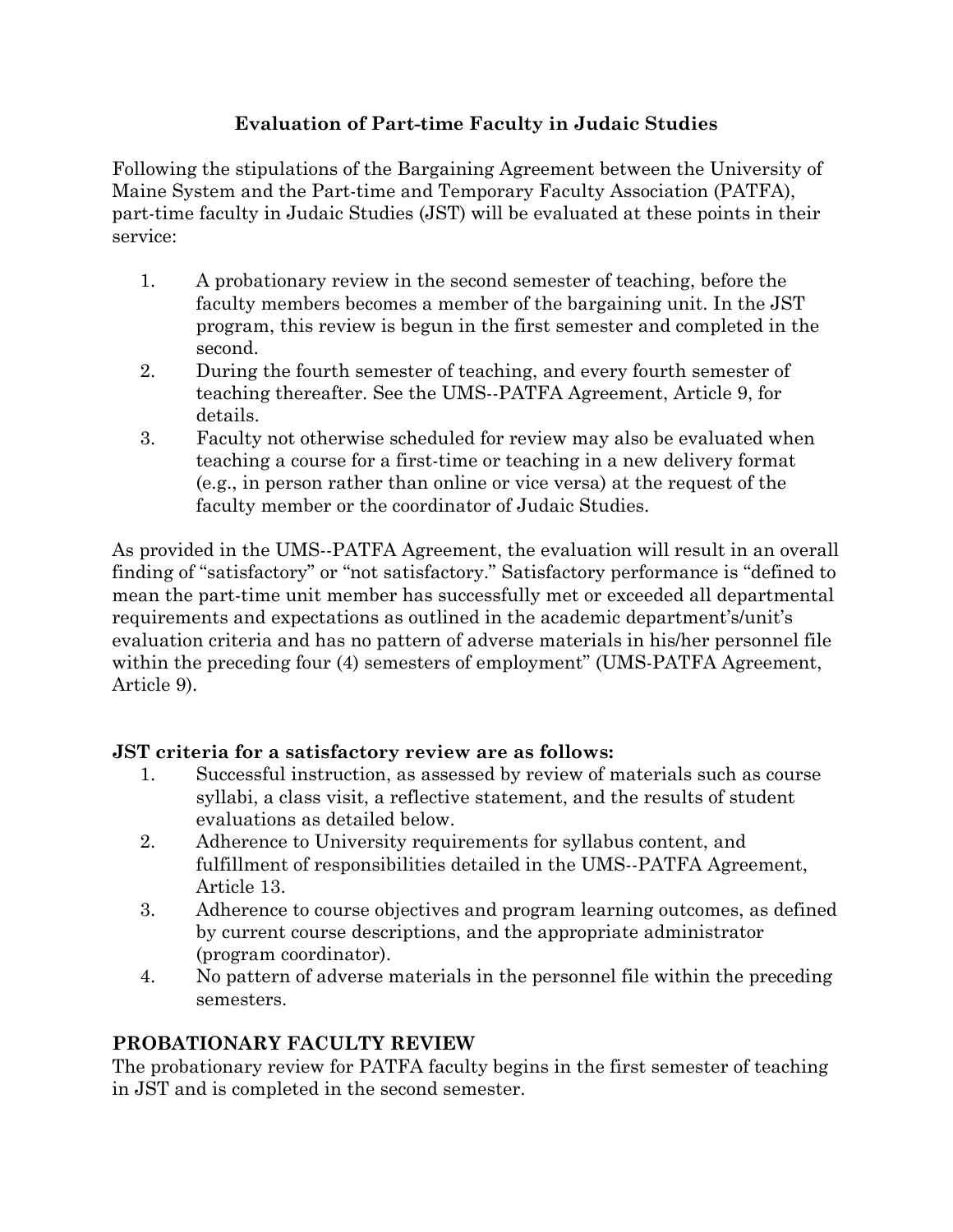## Evaluation of Part-time Faculty in Judaic Studies

Following the stipulations of the Bargaining Agreement between the University of Maine System and the Part-time and Temporary Faculty Association (PATFA), part-time faculty in Judaic Studies (JST) will be evaluated at these points in their service:

1. A probationary review in the second semester of teaching, before the faculty members becomes a member of the bargaining unit. In the JST program, this review is begun in the first semester and completed in the second.
2. During the fourth semester of teaching, and every fourth semester of teaching thereafter. See the UMS--PATFA Agreement, Article 9, for details.
3. Faculty not otherwise scheduled for review may also be evaluated when teaching a course for a first-time or teaching in a new delivery format (e.g., in person rather than online or vice versa) at the request of the faculty member or the coordinator of Judaic Studies.

As provided in the UMS--PATFA Agreement, the evaluation will result in an overall finding of "satisfactory" or "not satisfactory." Satisfactory performance is "defined to mean the part-time unit member has successfully met or exceeded all departmental requirements and expectations as outlined in the academic department's/unit's evaluation criteria and has no pattern of adverse materials in his/her personnel file within the preceding four (4) semesters of employment" (UMS-PATFA Agreement, Article 9).

**JST criteria for a satisfactory review are as follows:**

1. Successful instruction, as assessed by review of materials such as course syllabi, a class visit, a reflective statement, and the results of student evaluations as detailed below.
2. Adherence to University requirements for syllabus content, and fulfillment of responsibilities detailed in the UMS--PATFA Agreement, Article 13.
3. Adherence to course objectives and program learning outcomes, as defined by current course descriptions, and the appropriate administrator (program coordinator).
4. No pattern of adverse materials in the personnel file within the preceding semesters.

### PROBATIONARY FACULTY REVIEW

The probationary review for PATFA faculty begins in the first semester of teaching in JST and is completed in the second semester.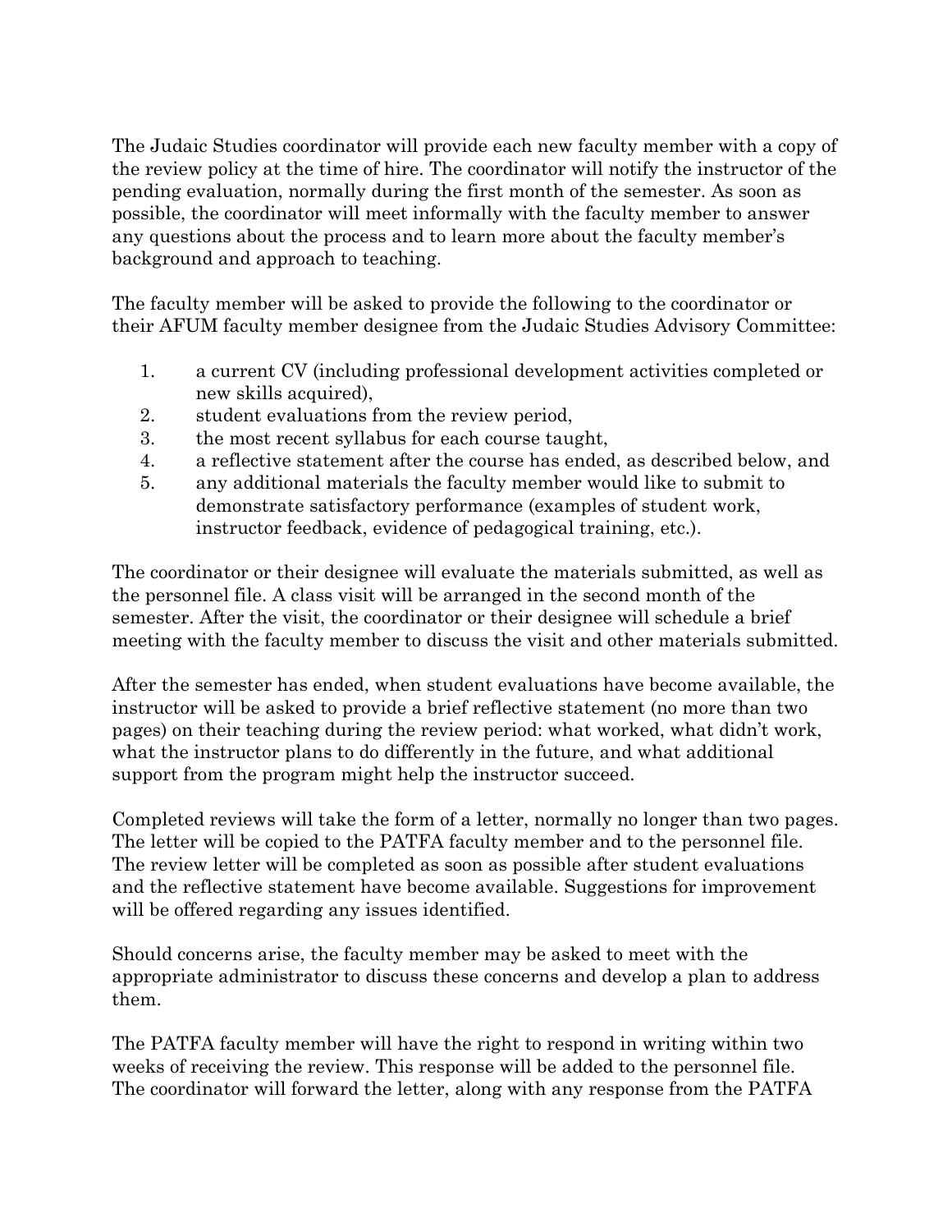The Judaic Studies coordinator will provide each new faculty member with a copy of the review policy at the time of hire. The coordinator will notify the instructor of the pending evaluation, normally during the first month of the semester. As soon as possible, the coordinator will meet informally with the faculty member to answer any questions about the process and to learn more about the faculty member's background and approach to teaching.

The faculty member will be asked to provide the following to the coordinator or their AFUM faculty member designee from the Judaic Studies Advisory Committee:

1. a current CV (including professional development activities completed or new skills acquired),
2. student evaluations from the review period,
3. the most recent syllabus for each course taught,
4. a reflective statement after the course has ended, as described below, and
5. any additional materials the faculty member would like to submit to demonstrate satisfactory performance (examples of student work, instructor feedback, evidence of pedagogical training, etc.).

The coordinator or their designee will evaluate the materials submitted, as well as the personnel file. A class visit will be arranged in the second month of the semester. After the visit, the coordinator or their designee will schedule a brief meeting with the faculty member to discuss the visit and other materials submitted.

After the semester has ended, when student evaluations have become available, the instructor will be asked to provide a brief reflective statement (no more than two pages) on their teaching during the review period: what worked, what didn't work, what the instructor plans to do differently in the future, and what additional support from the program might help the instructor succeed.

Completed reviews will take the form of a letter, normally no longer than two pages. The letter will be copied to the PATFA faculty member and to the personnel file. The review letter will be completed as soon as possible after student evaluations and the reflective statement have become available. Suggestions for improvement will be offered regarding any issues identified.

Should concerns arise, the faculty member may be asked to meet with the appropriate administrator to discuss these concerns and develop a plan to address them.

The PATFA faculty member will have the right to respond in writing within two weeks of receiving the review. This response will be added to the personnel file. The coordinator will forward the letter, along with any response from the PATFA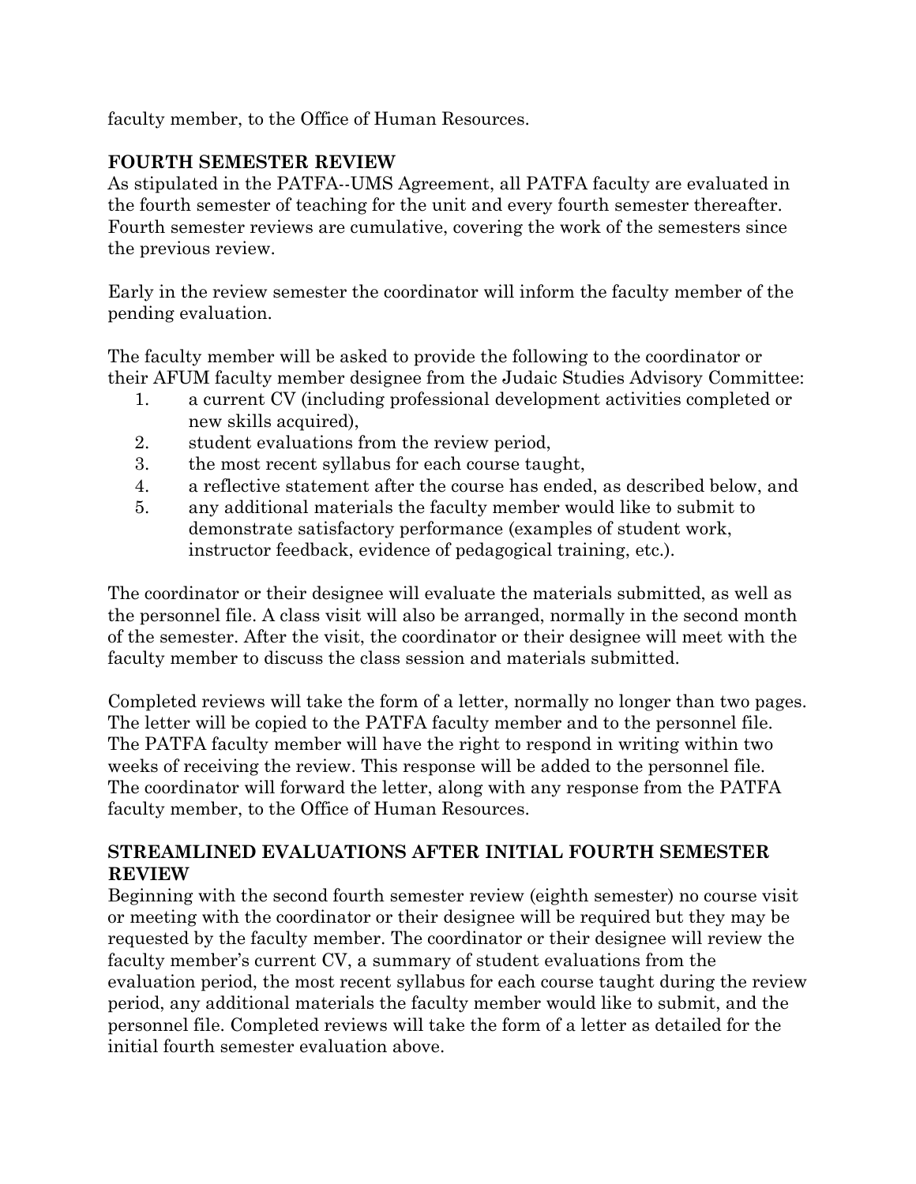faculty member, to the Office of Human Resources.

## FOURTH SEMESTER REVIEW

As stipulated in the PATFA--UMS Agreement, all PATFA faculty are evaluated in the fourth semester of teaching for the unit and every fourth semester thereafter. Fourth semester reviews are cumulative, covering the work of the semesters since the previous review.

Early in the review semester the coordinator will inform the faculty member of the pending evaluation.

The faculty member will be asked to provide the following to the coordinator or their AFUM faculty member designee from the Judaic Studies Advisory Committee:

1. a current CV (including professional development activities completed or new skills acquired),
2. student evaluations from the review period,
3. the most recent syllabus for each course taught,
4. a reflective statement after the course has ended, as described below, and
5. any additional materials the faculty member would like to submit to demonstrate satisfactory performance (examples of student work, instructor feedback, evidence of pedagogical training, etc.).

The coordinator or their designee will evaluate the materials submitted, as well as the personnel file. A class visit will also be arranged, normally in the second month of the semester. After the visit, the coordinator or their designee will meet with the faculty member to discuss the class session and materials submitted.

Completed reviews will take the form of a letter, normally no longer than two pages. The letter will be copied to the PATFA faculty member and to the personnel file. The PATFA faculty member will have the right to respond in writing within two weeks of receiving the review. This response will be added to the personnel file. The coordinator will forward the letter, along with any response from the PATFA faculty member, to the Office of Human Resources.

## STREAMLINED EVALUATIONS AFTER INITIAL FOURTH SEMESTER REVIEW

Beginning with the second fourth semester review (eighth semester) no course visit or meeting with the coordinator or their designee will be required but they may be requested by the faculty member. The coordinator or their designee will review the faculty member's current CV, a summary of student evaluations from the evaluation period, the most recent syllabus for each course taught during the review period, any additional materials the faculty member would like to submit, and the personnel file. Completed reviews will take the form of a letter as detailed for the initial fourth semester evaluation above.